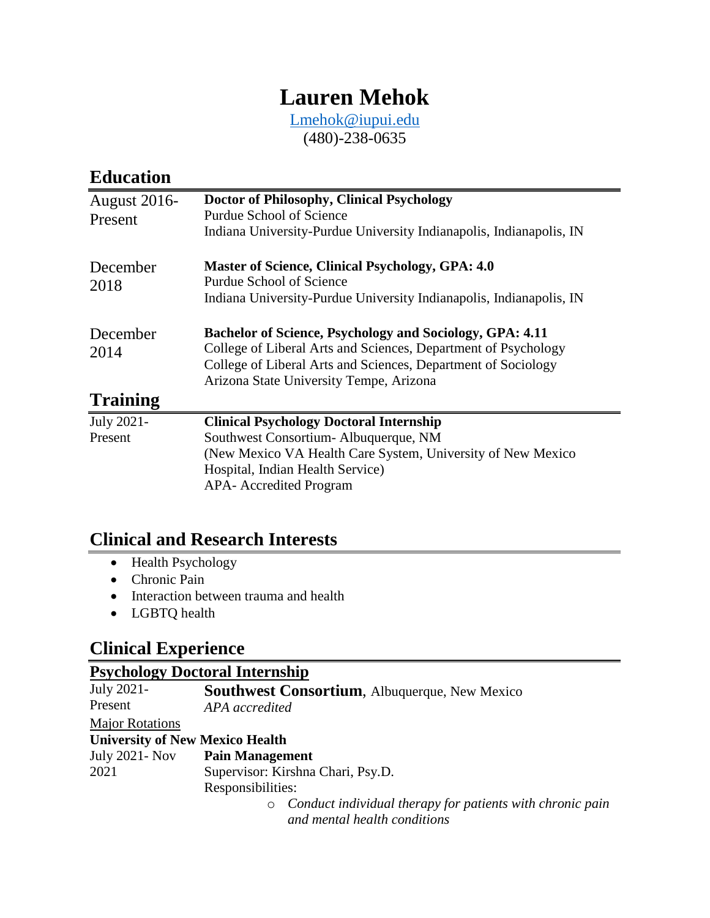# Lauren Mehok

Lmehok@iupui.edu
(480)-238-0635

## Education

| | |
|---|---|
| August 2016-Present | **Doctor of Philosophy, Clinical Psychology**<br>Purdue School of Science<br>Indiana University-Purdue University Indianapolis, Indianapolis, IN |
| December 2018 | **Master of Science, Clinical Psychology, GPA: 4.0**<br>Purdue School of Science<br>Indiana University-Purdue University Indianapolis, Indianapolis, IN |
| December 2014 | **Bachelor of Science, Psychology and Sociology, GPA: 4.11**<br>College of Liberal Arts and Sciences, Department of Psychology<br>College of Liberal Arts and Sciences, Department of Sociology<br>Arizona State University Tempe, Arizona |

## Training

| | |
|---|---|
| July 2021-Present | **Clinical Psychology Doctoral Internship**<br>Southwest Consortium- Albuquerque, NM<br>(New Mexico VA Health Care System, University of New Mexico Hospital, Indian Health Service)<br>APA- Accredited Program |

## Clinical and Research Interests

- Health Psychology
- Chronic Pain
- Interaction between trauma and health
- LGBTQ health

## Clinical Experience

### Psychology Doctoral Internship

July 2021-Present **Southwest Consortium**, Albuquerque, New Mexico
*APA accredited*

Major Rotations

**University of New Mexico Health**

July 2021- Nov 2021 **Pain Management**
Supervisor: Kirshna Chari, Psy.D.
Responsibilities:

- *Conduct individual therapy for patients with chronic pain and mental health conditions*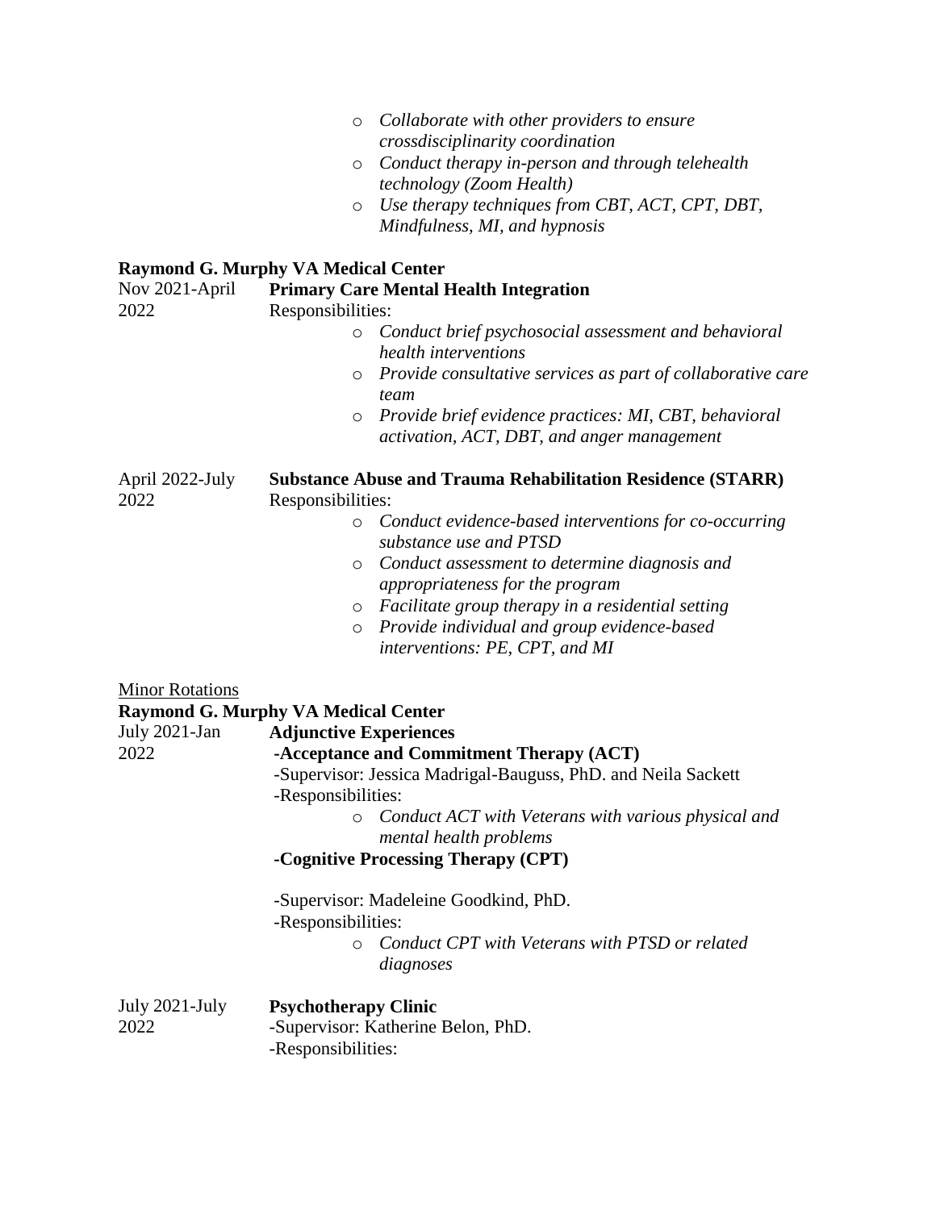- *Collaborate with other providers to ensure crossdisciplinarity coordination*
- *Conduct therapy in-person and through telehealth technology (Zoom Health)*
- *Use therapy techniques from CBT, ACT, CPT, DBT, Mindfulness, MI, and hypnosis*

**Raymond G. Murphy VA Medical Center**

Nov 2021-April 2022 — **Primary Care Mental Health Integration**

Responsibilities:

- *Conduct brief psychosocial assessment and behavioral health interventions*
- *Provide consultative services as part of collaborative care team*
- *Provide brief evidence practices: MI, CBT, behavioral activation, ACT, DBT, and anger management*

April 2022-July 2022 — **Substance Abuse and Trauma Rehabilitation Residence (STARR)**

Responsibilities:

- *Conduct evidence-based interventions for co-occurring substance use and PTSD*
- *Conduct assessment to determine diagnosis and appropriateness for the program*
- *Facilitate group therapy in a residential setting*
- *Provide individual and group evidence-based interventions: PE, CPT, and MI*

<u>Minor Rotations</u>

**Raymond G. Murphy VA Medical Center**

July 2021-Jan 2022 — **Adjunctive Experiences**

**-Acceptance and Commitment Therapy (ACT)**

-Supervisor: Jessica Madrigal-Bauguss, PhD. and Neila Sackett

-Responsibilities:

- *Conduct ACT with Veterans with various physical and mental health problems*

**-Cognitive Processing Therapy (CPT)**

-Supervisor: Madeleine Goodkind, PhD.

-Responsibilities:

- *Conduct CPT with Veterans with PTSD or related diagnoses*

July 2021-July 2022 — **Psychotherapy Clinic**

-Supervisor: Katherine Belon, PhD.

-Responsibilities: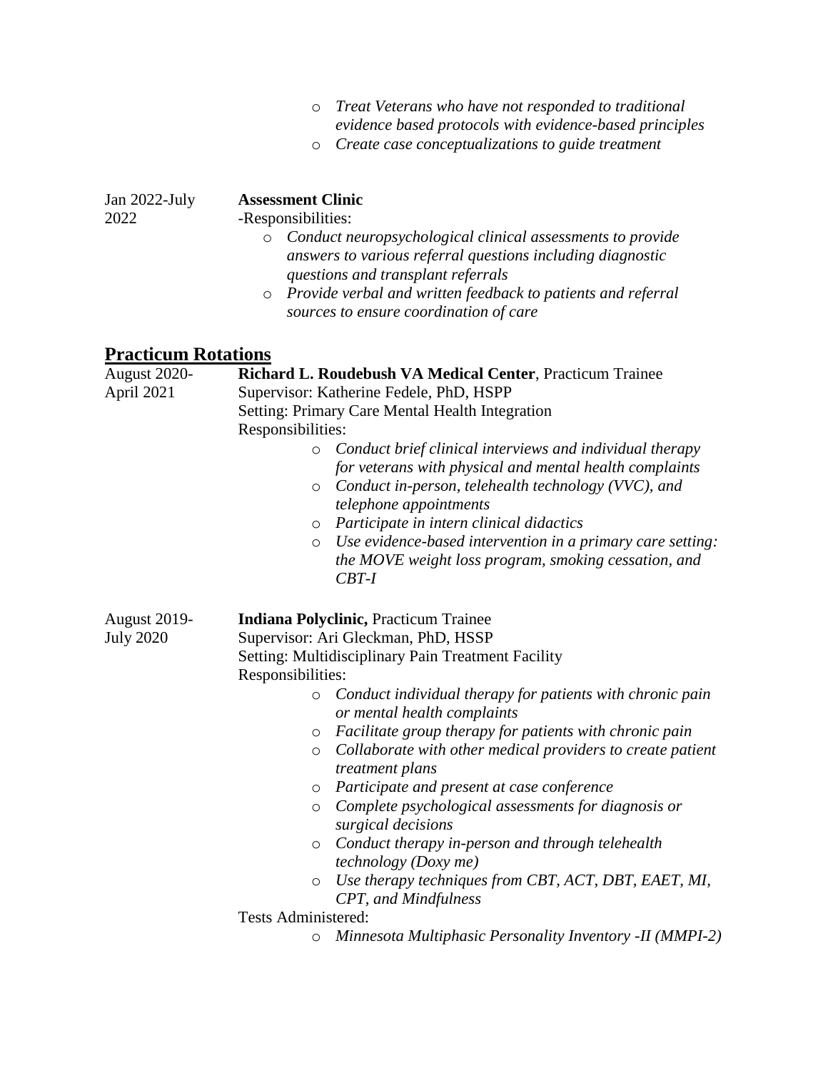- *Treat Veterans who have not responded to traditional evidence based protocols with evidence-based principles*
- *Create case conceptualizations to guide treatment*

Jan 2022-July 2022 **Assessment Clinic**

-Responsibilities:

- *Conduct neuropsychological clinical assessments to provide answers to various referral questions including diagnostic questions and transplant referrals*
- *Provide verbal and written feedback to patients and referral sources to ensure coordination of care*

## Practicum Rotations

August 2020-April 2021 **Richard L. Roudebush VA Medical Center**, Practicum Trainee

Supervisor: Katherine Fedele, PhD, HSPP

Setting: Primary Care Mental Health Integration

Responsibilities:

- *Conduct brief clinical interviews and individual therapy for veterans with physical and mental health complaints*
- *Conduct in-person, telehealth technology (VVC), and telephone appointments*
- *Participate in intern clinical didactics*
- *Use evidence-based intervention in a primary care setting: the MOVE weight loss program, smoking cessation, and CBT-I*

August 2019-July 2020 **Indiana Polyclinic,** Practicum Trainee

Supervisor: Ari Gleckman, PhD, HSSP

Setting: Multidisciplinary Pain Treatment Facility

Responsibilities:

- *Conduct individual therapy for patients with chronic pain or mental health complaints*
- *Facilitate group therapy for patients with chronic pain*
- *Collaborate with other medical providers to create patient treatment plans*
- *Participate and present at case conference*
- *Complete psychological assessments for diagnosis or surgical decisions*
- *Conduct therapy in-person and through telehealth technology (Doxy me)*
- *Use therapy techniques from CBT, ACT, DBT, EAET, MI, CPT, and Mindfulness*

Tests Administered:

- *Minnesota Multiphasic Personality Inventory -II (MMPI-2)*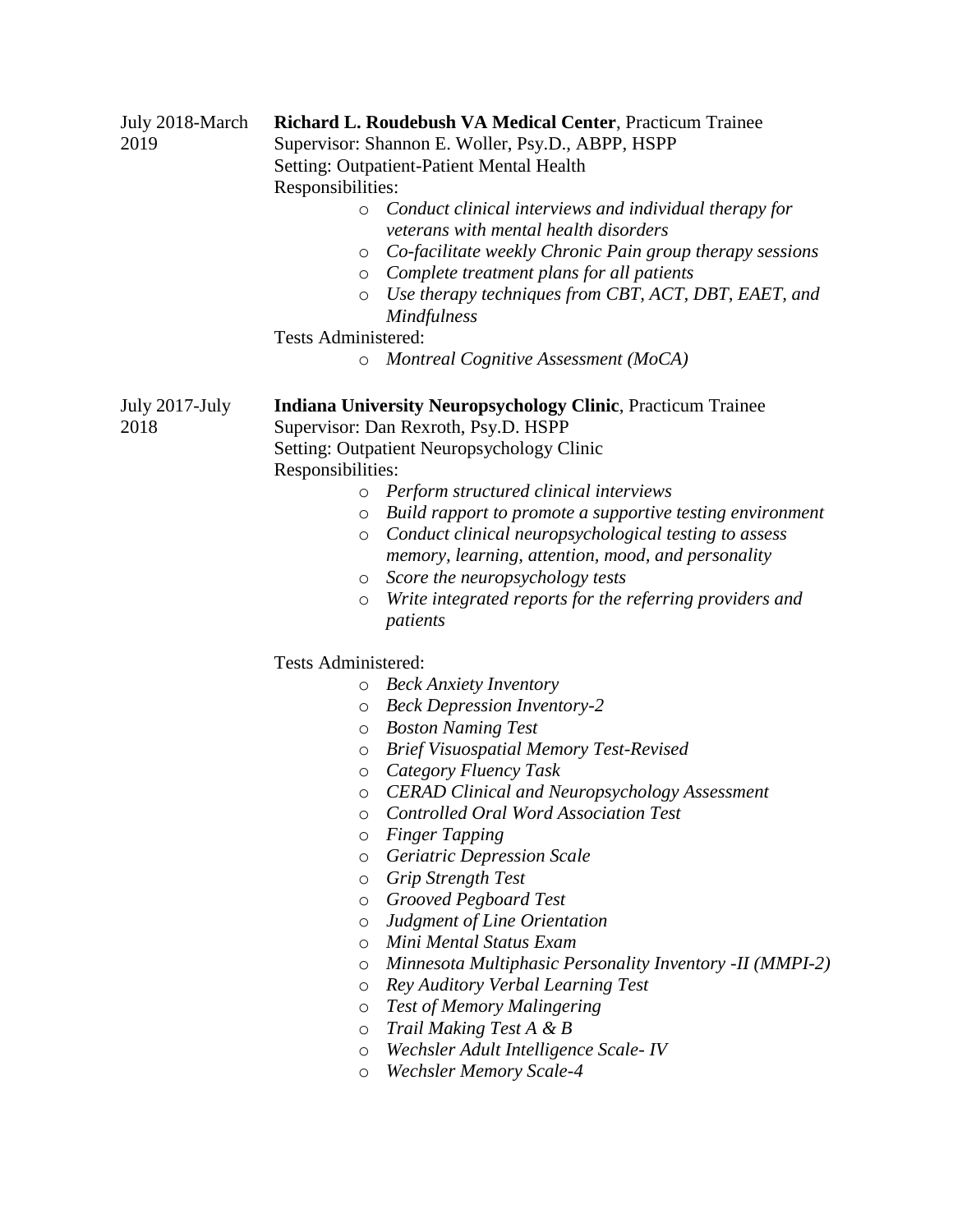July 2018-March 2019

**Richard L. Roudebush VA Medical Center**, Practicum Trainee
Supervisor: Shannon E. Woller, Psy.D., ABPP, HSPP
Setting: Outpatient-Patient Mental Health
Responsibilities:

- *Conduct clinical interviews and individual therapy for veterans with mental health disorders*
- *Co-facilitate weekly Chronic Pain group therapy sessions*
- *Complete treatment plans for all patients*
- *Use therapy techniques from CBT, ACT, DBT, EAET, and Mindfulness*

Tests Administered:

- *Montreal Cognitive Assessment (MoCA)*

July 2017-July 2018

**Indiana University Neuropsychology Clinic**, Practicum Trainee
Supervisor: Dan Rexroth, Psy.D. HSPP
Setting: Outpatient Neuropsychology Clinic
Responsibilities:

- *Perform structured clinical interviews*
- *Build rapport to promote a supportive testing environment*
- *Conduct clinical neuropsychological testing to assess memory, learning, attention, mood, and personality*
- *Score the neuropsychology tests*
- *Write integrated reports for the referring providers and patients*

Tests Administered:

- *Beck Anxiety Inventory*
- *Beck Depression Inventory-2*
- *Boston Naming Test*
- *Brief Visuospatial Memory Test-Revised*
- *Category Fluency Task*
- *CERAD Clinical and Neuropsychology Assessment*
- *Controlled Oral Word Association Test*
- *Finger Tapping*
- *Geriatric Depression Scale*
- *Grip Strength Test*
- *Grooved Pegboard Test*
- *Judgment of Line Orientation*
- *Mini Mental Status Exam*
- *Minnesota Multiphasic Personality Inventory -II (MMPI-2)*
- *Rey Auditory Verbal Learning Test*
- *Test of Memory Malingering*
- *Trail Making Test A & B*
- *Wechsler Adult Intelligence Scale- IV*
- *Wechsler Memory Scale-4*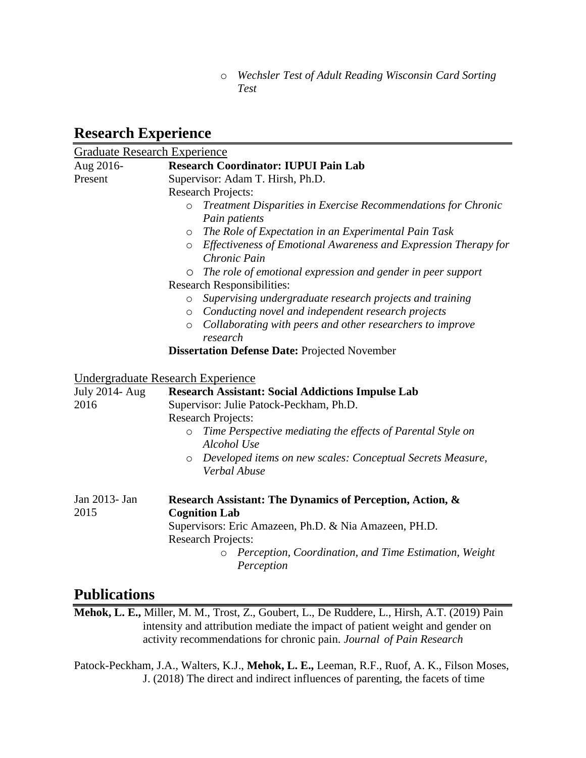- *Wechsler Test of Adult Reading Wisconsin Card Sorting Test*

## Research Experience

Graduate Research Experience

Aug 2016- Present — **Research Coordinator: IUPUI Pain Lab**

Supervisor: Adam T. Hirsh, Ph.D.

Research Projects:

- *Treatment Disparities in Exercise Recommendations for Chronic Pain patients*
- *The Role of Expectation in an Experimental Pain Task*
- *Effectiveness of Emotional Awareness and Expression Therapy for Chronic Pain*
- *The role of emotional expression and gender in peer support*

Research Responsibilities:

- *Supervising undergraduate research projects and training*
- *Conducting novel and independent research projects*
- *Collaborating with peers and other researchers to improve research*

**Dissertation Defense Date:** Projected November

Undergraduate Research Experience

July 2014- Aug 2016 — **Research Assistant: Social Addictions Impulse Lab**

Supervisor: Julie Patock-Peckham, Ph.D.

Research Projects:

- *Time Perspective mediating the effects of Parental Style on Alcohol Use*
- *Developed items on new scales: Conceptual Secrets Measure, Verbal Abuse*

Jan 2013- Jan 2015 — **Research Assistant: The Dynamics of Perception, Action, & Cognition Lab**

Supervisors: Eric Amazeen, Ph.D. & Nia Amazeen, PH.D.

Research Projects:

- *Perception, Coordination, and Time Estimation, Weight Perception*

## Publications

**Mehok, L. E.,** Miller, M. M., Trost, Z., Goubert, L., De Ruddere, L., Hirsh, A.T. (2019) Pain intensity and attribution mediate the impact of patient weight and gender on activity recommendations for chronic pain. *Journal of Pain Research*

Patock-Peckham, J.A., Walters, K.J., **Mehok, L. E.,** Leeman, R.F., Ruof, A. K., Filson Moses, J. (2018) The direct and indirect influences of parenting, the facets of time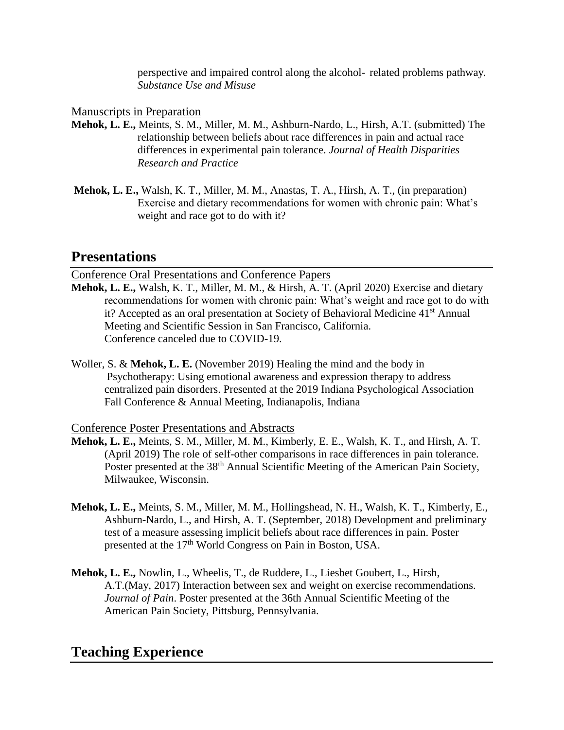perspective and impaired control along the alcohol- related problems pathway. *Substance Use and Misuse*

Manuscripts in Preparation

**Mehok, L. E.,** Meints, S. M., Miller, M. M., Ashburn-Nardo, L., Hirsh, A.T. (submitted) The relationship between beliefs about race differences in pain and actual race differences in experimental pain tolerance. *Journal of Health Disparities Research and Practice*

**Mehok, L. E.,** Walsh, K. T., Miller, M. M., Anastas, T. A., Hirsh, A. T., (in preparation) Exercise and dietary recommendations for women with chronic pain: What's weight and race got to do with it?

## Presentations

Conference Oral Presentations and Conference Papers

**Mehok, L. E.,** Walsh, K. T., Miller, M. M., & Hirsh, A. T. (April 2020) Exercise and dietary recommendations for women with chronic pain: What's weight and race got to do with it? Accepted as an oral presentation at Society of Behavioral Medicine 41st Annual Meeting and Scientific Session in San Francisco, California. Conference canceled due to COVID-19.

Woller, S. & **Mehok, L. E.** (November 2019) Healing the mind and the body in Psychotherapy: Using emotional awareness and expression therapy to address centralized pain disorders. Presented at the 2019 Indiana Psychological Association Fall Conference & Annual Meeting, Indianapolis, Indiana

Conference Poster Presentations and Abstracts

**Mehok, L. E.,** Meints, S. M., Miller, M. M., Kimberly, E. E., Walsh, K. T., and Hirsh, A. T. (April 2019) The role of self-other comparisons in race differences in pain tolerance. Poster presented at the 38th Annual Scientific Meeting of the American Pain Society, Milwaukee, Wisconsin.

**Mehok, L. E.,** Meints, S. M., Miller, M. M., Hollingshead, N. H., Walsh, K. T., Kimberly, E., Ashburn-Nardo, L., and Hirsh, A. T. (September, 2018) Development and preliminary test of a measure assessing implicit beliefs about race differences in pain. Poster presented at the 17th World Congress on Pain in Boston, USA.

**Mehok, L. E.,** Nowlin, L., Wheelis, T., de Ruddere, L., Liesbet Goubert, L., Hirsh, A.T.(May, 2017) Interaction between sex and weight on exercise recommendations. *Journal of Pain*. Poster presented at the 36th Annual Scientific Meeting of the American Pain Society, Pittsburg, Pennsylvania.

## Teaching Experience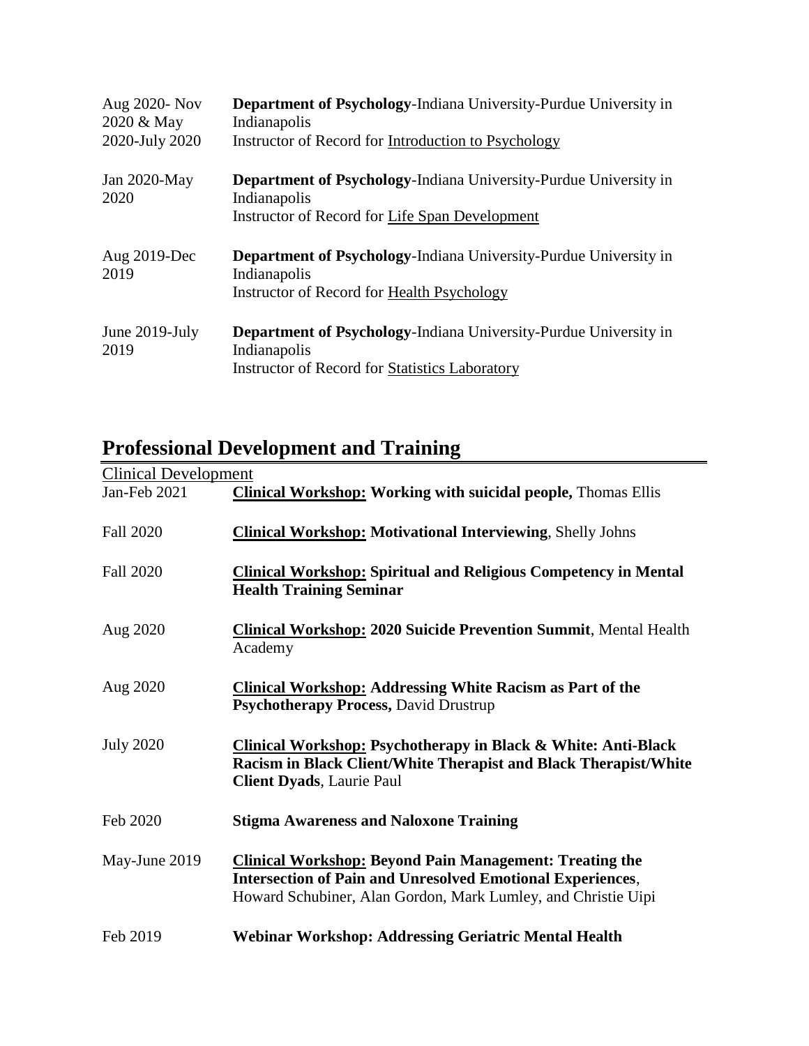Aug 2020- Nov 2020 & May 2020-July 2020 — **Department of Psychology**-Indiana University-Purdue University in Indianapolis
Instructor of Record for Introduction to Psychology

Jan 2020-May 2020 — **Department of Psychology**-Indiana University-Purdue University in Indianapolis
Instructor of Record for Life Span Development

Aug 2019-Dec 2019 — **Department of Psychology**-Indiana University-Purdue University in Indianapolis
Instructor of Record for Health Psychology

June 2019-July 2019 — **Department of Psychology**-Indiana University-Purdue University in Indianapolis
Instructor of Record for Statistics Laboratory

## Professional Development and Training

Clinical Development

Jan-Feb 2021 — **Clinical Workshop: Working with suicidal people,** Thomas Ellis

Fall 2020 — **Clinical Workshop: Motivational Interviewing**, Shelly Johns

Fall 2020 — **Clinical Workshop: Spiritual and Religious Competency in Mental Health Training Seminar**

Aug 2020 — **Clinical Workshop: 2020 Suicide Prevention Summit**, Mental Health Academy

Aug 2020 — **Clinical Workshop: Addressing White Racism as Part of the Psychotherapy Process,** David Drustrup

July 2020 — **Clinical Workshop: Psychotherapy in Black & White: Anti-Black Racism in Black Client/White Therapist and Black Therapist/White Client Dyads**, Laurie Paul

Feb 2020 — **Stigma Awareness and Naloxone Training**

May-June 2019 — **Clinical Workshop: Beyond Pain Management: Treating the Intersection of Pain and Unresolved Emotional Experiences**, Howard Schubiner, Alan Gordon, Mark Lumley, and Christie Uipi

Feb 2019 — **Webinar Workshop: Addressing Geriatric Mental Health**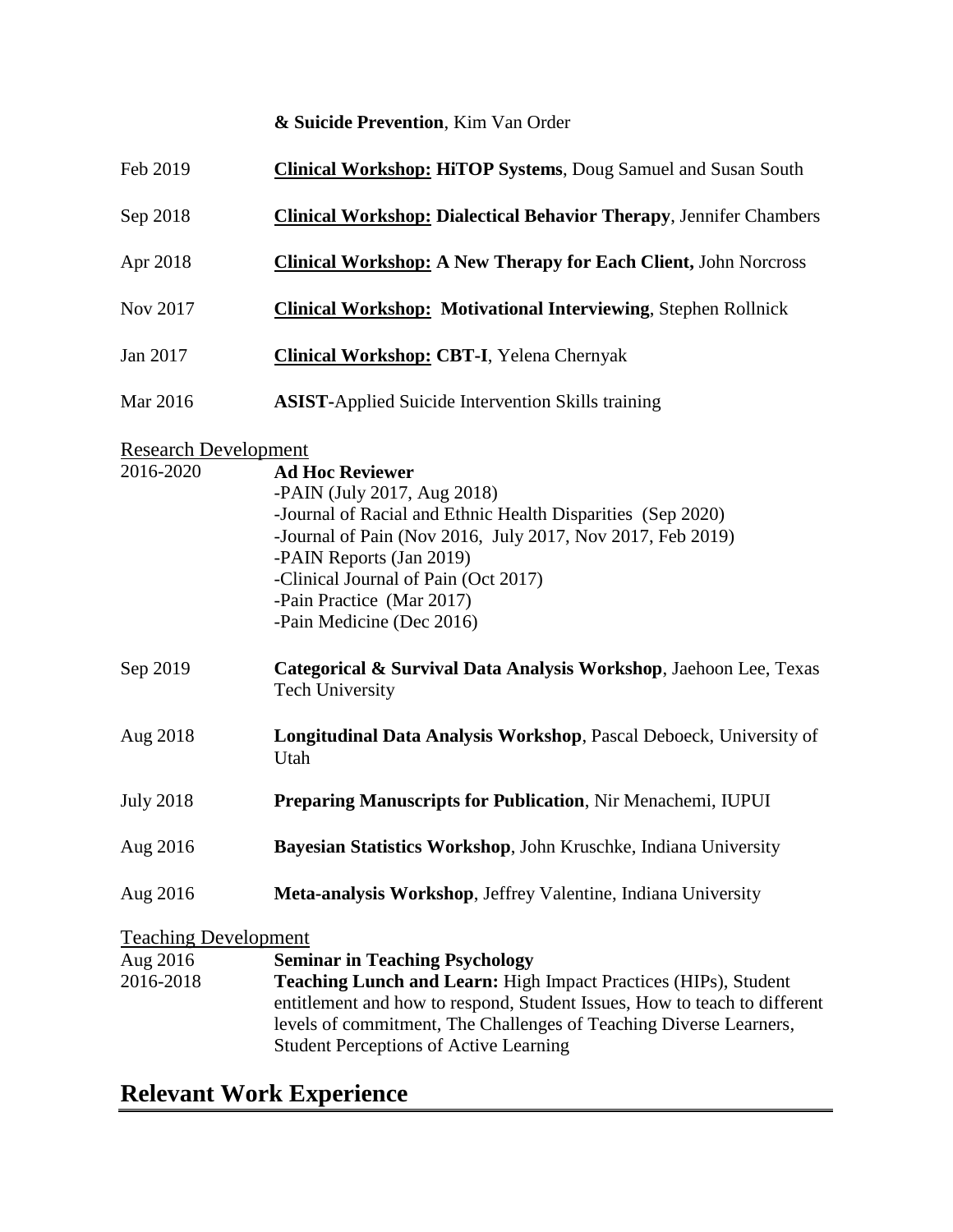**& Suicide Prevention**, Kim Van Order

Feb 2019 **Clinical Workshop: HiTOP Systems**, Doug Samuel and Susan South

Sep 2018 **Clinical Workshop: Dialectical Behavior Therapy**, Jennifer Chambers

Apr 2018 **Clinical Workshop: A New Therapy for Each Client,** John Norcross

Nov 2017 **Clinical Workshop: Motivational Interviewing**, Stephen Rollnick

Jan 2017 **Clinical Workshop: CBT-I**, Yelena Chernyak

Mar 2016 **ASIST**-Applied Suicide Intervention Skills training

Research Development

2016-2020 **Ad Hoc Reviewer**
-PAIN (July 2017, Aug 2018)
-Journal of Racial and Ethnic Health Disparities (Sep 2020)
-Journal of Pain (Nov 2016, July 2017, Nov 2017, Feb 2019)
-PAIN Reports (Jan 2019)
-Clinical Journal of Pain (Oct 2017)
-Pain Practice (Mar 2017)
-Pain Medicine (Dec 2016)

Sep 2019 **Categorical & Survival Data Analysis Workshop**, Jaehoon Lee, Texas Tech University

Aug 2018 **Longitudinal Data Analysis Workshop**, Pascal Deboeck, University of Utah

July 2018 **Preparing Manuscripts for Publication**, Nir Menachemi, IUPUI

Aug 2016 **Bayesian Statistics Workshop**, John Kruschke, Indiana University

Aug 2016 **Meta-analysis Workshop**, Jeffrey Valentine, Indiana University

Teaching Development

Aug 2016 **Seminar in Teaching Psychology**

2016-2018 **Teaching Lunch and Learn:** High Impact Practices (HIPs), Student entitlement and how to respond, Student Issues, How to teach to different levels of commitment, The Challenges of Teaching Diverse Learners, Student Perceptions of Active Learning

# Relevant Work Experience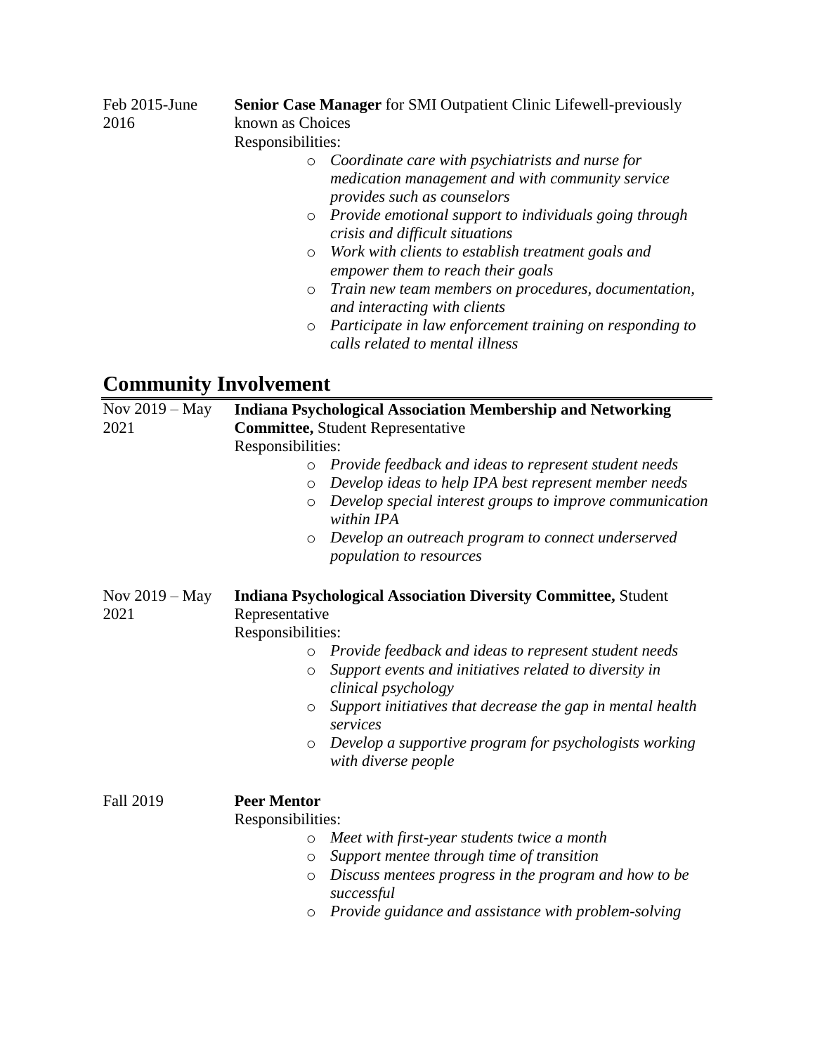Feb 2015-June 2016 **Senior Case Manager** for SMI Outpatient Clinic Lifewell-previously known as Choices

Responsibilities:

- *Coordinate care with psychiatrists and nurse for medication management and with community service provides such as counselors*
- *Provide emotional support to individuals going through crisis and difficult situations*
- *Work with clients to establish treatment goals and empower them to reach their goals*
- *Train new team members on procedures, documentation, and interacting with clients*
- *Participate in law enforcement training on responding to calls related to mental illness*

## Community Involvement

Nov 2019 – May 2021 **Indiana Psychological Association Membership and Networking Committee,** Student Representative

Responsibilities:

- *Provide feedback and ideas to represent student needs*
- *Develop ideas to help IPA best represent member needs*
- *Develop special interest groups to improve communication within IPA*
- *Develop an outreach program to connect underserved population to resources*

Nov 2019 – May 2021 **Indiana Psychological Association Diversity Committee,** Student Representative

Responsibilities:

- *Provide feedback and ideas to represent student needs*
- *Support events and initiatives related to diversity in clinical psychology*
- *Support initiatives that decrease the gap in mental health services*
- *Develop a supportive program for psychologists working with diverse people*

Fall 2019 **Peer Mentor**

Responsibilities:

- *Meet with first-year students twice a month*
- *Support mentee through time of transition*
- *Discuss mentees progress in the program and how to be successful*
- *Provide guidance and assistance with problem-solving*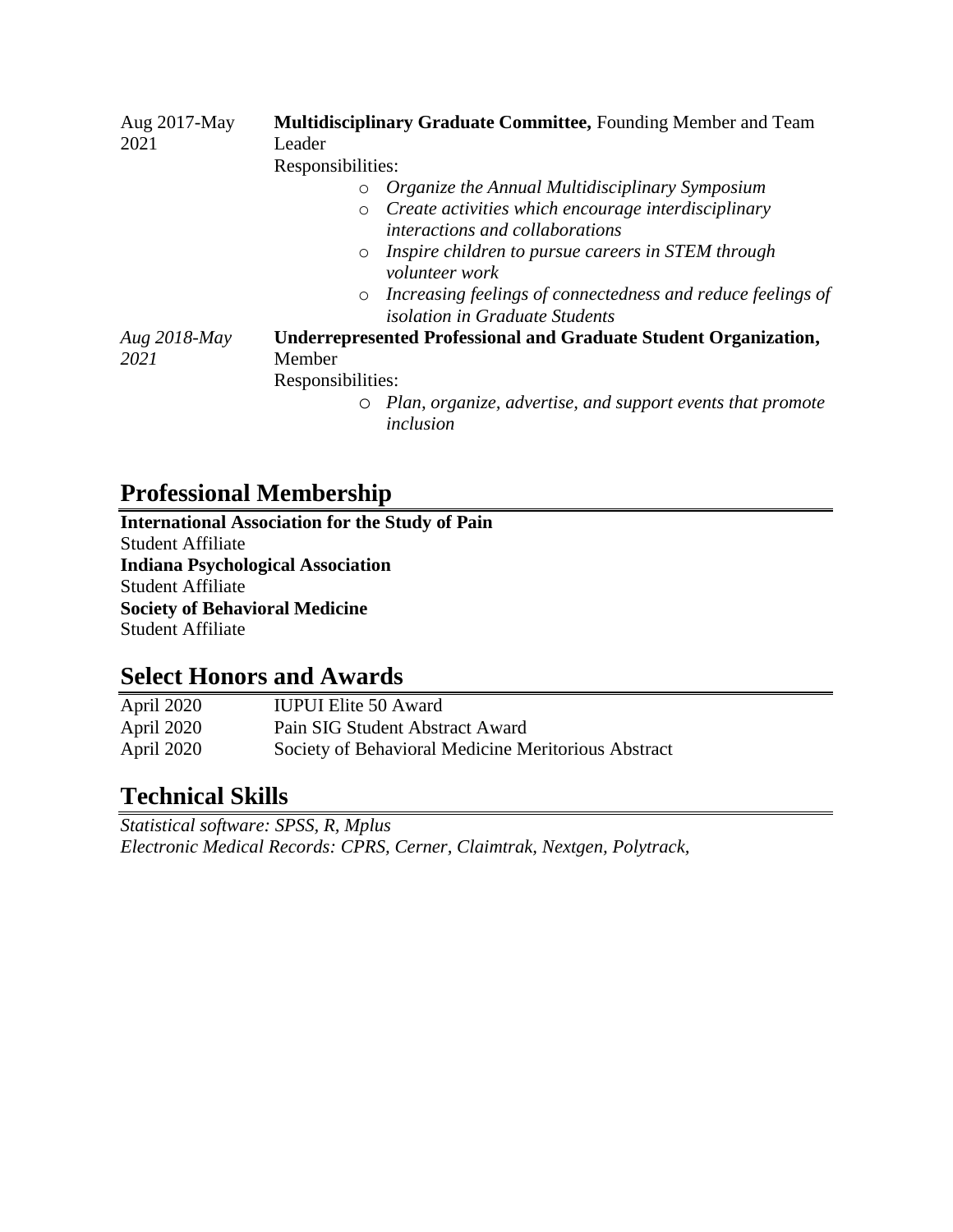Aug 2017-May 2021 **Multidisciplinary Graduate Committee,** Founding Member and Team Leader

Responsibilities:

- *Organize the Annual Multidisciplinary Symposium*
- *Create activities which encourage interdisciplinary interactions and collaborations*
- *Inspire children to pursue careers in STEM through volunteer work*
- *Increasing feelings of connectedness and reduce feelings of isolation in Graduate Students*

*Aug 2018-May 2021* **Underrepresented Professional and Graduate Student Organization,** Member

Responsibilities:

- *Plan, organize, advertise, and support events that promote inclusion*

## Professional Membership

**International Association for the Study of Pain**
Student Affiliate
**Indiana Psychological Association**
Student Affiliate
**Society of Behavioral Medicine**
Student Affiliate

## Select Honors and Awards

| | |
|---|---|
| April 2020 | IUPUI Elite 50 Award |
| April 2020 | Pain SIG Student Abstract Award |
| April 2020 | Society of Behavioral Medicine Meritorious Abstract |

## Technical Skills

*Statistical software: SPSS, R, Mplus*
*Electronic Medical Records: CPRS, Cerner, Claimtrak, Nextgen, Polytrack,*